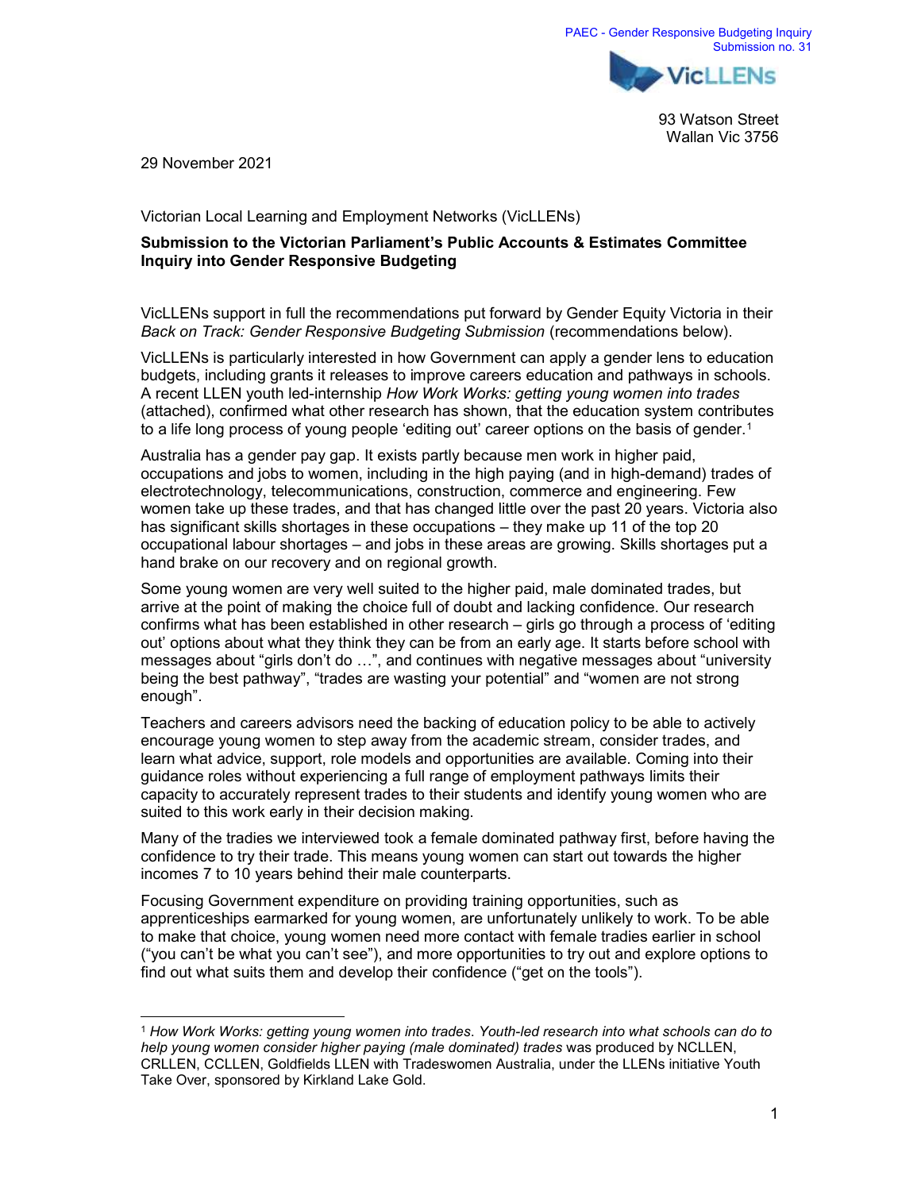PAEC - Gender Responsive Budgeting Inquiry
Submission no. 31

VicLLENs

93 Watson Street
Wallan Vic 3756

29 November 2021

Victorian Local Learning and Employment Networks (VicLLENs)

**Submission to the Victorian Parliament's Public Accounts & Estimates Committee Inquiry into Gender Responsive Budgeting**

VicLLENs support in full the recommendations put forward by Gender Equity Victoria in their *Back on Track: Gender Responsive Budgeting Submission* (recommendations below).

VicLLENs is particularly interested in how Government can apply a gender lens to education budgets, including grants it releases to improve careers education and pathways in schools. A recent LLEN youth led-internship *How Work Works: getting young women into trades* (attached), confirmed what other research has shown, that the education system contributes to a life long process of young people 'editing out' career options on the basis of gender.[1]

Australia has a gender pay gap. It exists partly because men work in higher paid, occupations and jobs to women, including in the high paying (and in high-demand) trades of electrotechnology, telecommunications, construction, commerce and engineering. Few women take up these trades, and that has changed little over the past 20 years. Victoria also has significant skills shortages in these occupations – they make up 11 of the top 20 occupational labour shortages – and jobs in these areas are growing. Skills shortages put a hand brake on our recovery and on regional growth.

Some young women are very well suited to the higher paid, male dominated trades, but arrive at the point of making the choice full of doubt and lacking confidence. Our research confirms what has been established in other research – girls go through a process of 'editing out' options about what they think they can be from an early age. It starts before school with messages about "girls don't do …", and continues with negative messages about "university being the best pathway", "trades are wasting your potential" and "women are not strong enough".

Teachers and careers advisors need the backing of education policy to be able to actively encourage young women to step away from the academic stream, consider trades, and learn what advice, support, role models and opportunities are available. Coming into their guidance roles without experiencing a full range of employment pathways limits their capacity to accurately represent trades to their students and identify young women who are suited to this work early in their decision making.

Many of the tradies we interviewed took a female dominated pathway first, before having the confidence to try their trade. This means young women can start out towards the higher incomes 7 to 10 years behind their male counterparts.

Focusing Government expenditure on providing training opportunities, such as apprenticeships earmarked for young women, are unfortunately unlikely to work. To be able to make that choice, young women need more contact with female tradies earlier in school ("you can't be what you can't see"), and more opportunities to try out and explore options to find out what suits them and develop their confidence ("get on the tools").

---

[1] *How Work Works: getting young women into trades. Youth-led research into what schools can do to help young women consider higher paying (male dominated) trades* was produced by NCLLEN, CRLLEN, CCLLEN, Goldfields LLEN with Tradeswomen Australia, under the LLENs initiative Youth Take Over, sponsored by Kirkland Lake Gold.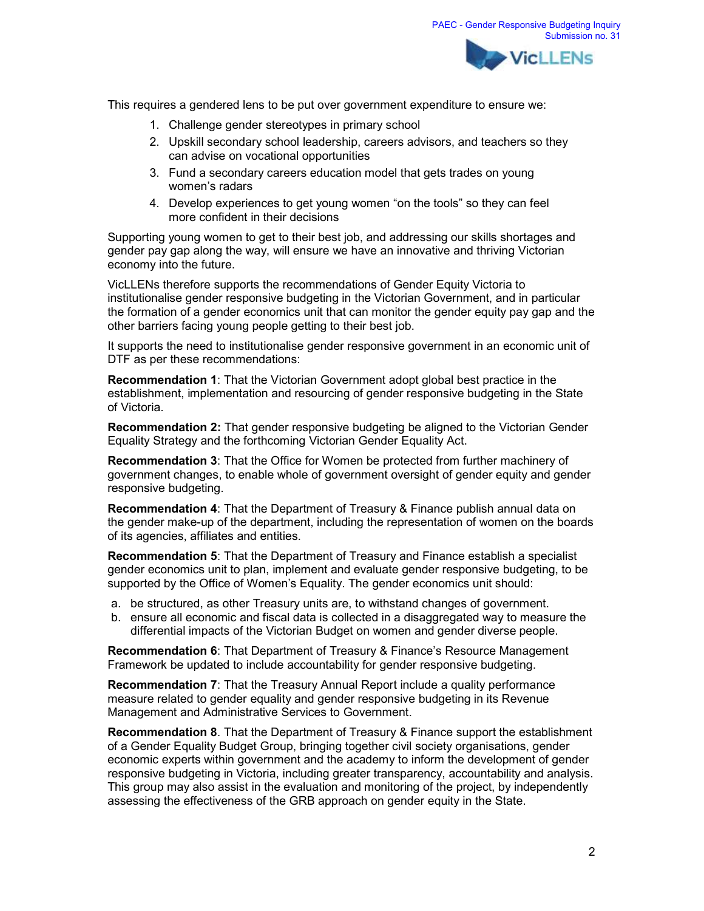This requires a gendered lens to be put over government expenditure to ensure we:

1. Challenge gender stereotypes in primary school
2. Upskill secondary school leadership, careers advisors, and teachers so they can advise on vocational opportunities
3. Fund a secondary careers education model that gets trades on young women's radars
4. Develop experiences to get young women "on the tools" so they can feel more confident in their decisions

Supporting young women to get to their best job, and addressing our skills shortages and gender pay gap along the way, will ensure we have an innovative and thriving Victorian economy into the future.

VicLLENs therefore supports the recommendations of Gender Equity Victoria to institutionalise gender responsive budgeting in the Victorian Government, and in particular the formation of a gender economics unit that can monitor the gender equity pay gap and the other barriers facing young people getting to their best job.

It supports the need to institutionalise gender responsive government in an economic unit of DTF as per these recommendations:

**Recommendation 1**: That the Victorian Government adopt global best practice in the establishment, implementation and resourcing of gender responsive budgeting in the State of Victoria.

**Recommendation 2:** That gender responsive budgeting be aligned to the Victorian Gender Equality Strategy and the forthcoming Victorian Gender Equality Act.

**Recommendation 3**: That the Office for Women be protected from further machinery of government changes, to enable whole of government oversight of gender equity and gender responsive budgeting.

**Recommendation 4**: That the Department of Treasury & Finance publish annual data on the gender make-up of the department, including the representation of women on the boards of its agencies, affiliates and entities.

**Recommendation 5**: That the Department of Treasury and Finance establish a specialist gender economics unit to plan, implement and evaluate gender responsive budgeting, to be supported by the Office of Women's Equality. The gender economics unit should:

a. be structured, as other Treasury units are, to withstand changes of government.
b. ensure all economic and fiscal data is collected in a disaggregated way to measure the differential impacts of the Victorian Budget on women and gender diverse people.

**Recommendation 6**: That Department of Treasury & Finance's Resource Management Framework be updated to include accountability for gender responsive budgeting.

**Recommendation 7**: That the Treasury Annual Report include a quality performance measure related to gender equality and gender responsive budgeting in its Revenue Management and Administrative Services to Government.

**Recommendation 8**. That the Department of Treasury & Finance support the establishment of a Gender Equality Budget Group, bringing together civil society organisations, gender economic experts within government and the academy to inform the development of gender responsive budgeting in Victoria, including greater transparency, accountability and analysis. This group may also assist in the evaluation and monitoring of the project, by independently assessing the effectiveness of the GRB approach on gender equity in the State.